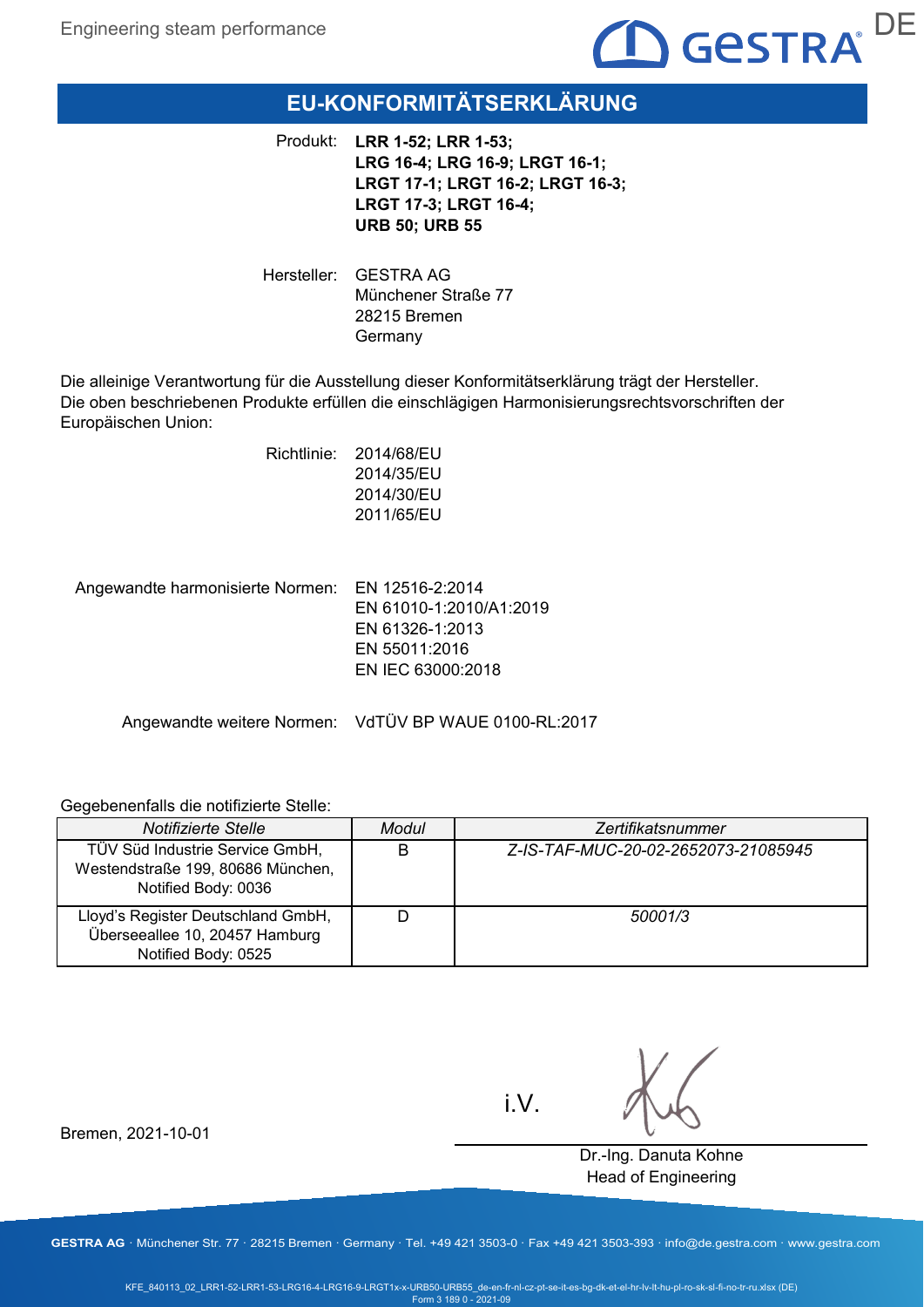# EU-KONFORMITÄTSERKLÄRUNG

Produkt: **LRR 1-52; LRR 1-53; LRG 16-4; LRG 16-9; LRGT 16-1; LRGT 17-1; LRGT 16-2; LRGT 16-3; LRGT 17-3; LRGT 16-4; URB 50; URB 55**

Hersteller: GESTRA AG
Münchener Straße 77
28215 Bremen
Germany

Die alleinige Verantwortung für die Ausstellung dieser Konformitätserklärung trägt der Hersteller. Die oben beschriebenen Produkte erfüllen die einschlägigen Harmonisierungsrechtsvorschriften der Europäischen Union:

Richtlinie: 2014/68/EU
2014/35/EU
2014/30/EU
2011/65/EU

Angewandte harmonisierte Normen: EN 12516-2:2014
EN 61010-1:2010/A1:2019
EN 61326-1:2013
EN 55011:2016
EN IEC 63000:2018

Angewandte weitere Normen: VdTÜV BP WAUE 0100-RL:2017

Gegebenenfalls die notifizierte Stelle:

| *Notifizierte Stelle* | *Modul* | *Zertifikatsnummer* |
|---|---|---|
| TÜV Süd Industrie Service GmbH, Westendstraße 199, 80686 München, Notified Body: 0036 | B | *Z-IS-TAF-MUC-20-02-2652073-21085945* |
| Lloyd's Register Deutschland GmbH, Überseeallee 10, 20457 Hamburg Notified Body: 0525 | D | *50001/3* |

Bremen, 2021-10-01

i.V.

Dr.-Ing. Danuta Kohne
Head of Engineering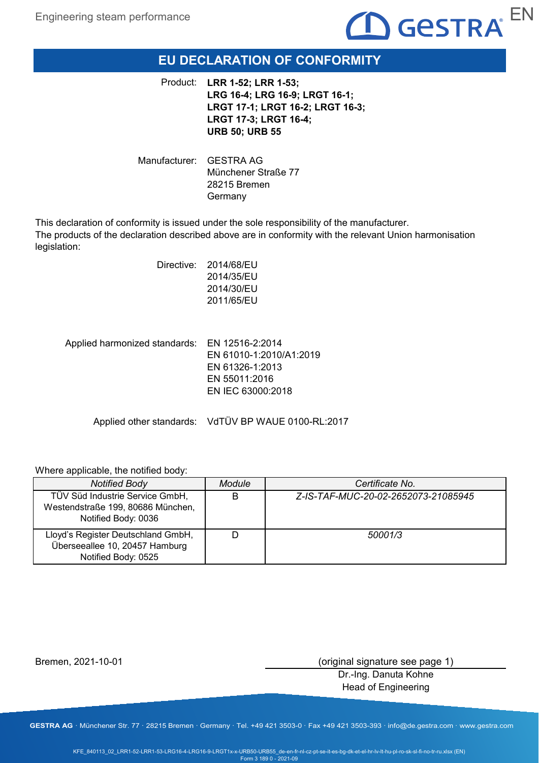# EU DECLARATION OF CONFORMITY

Product: **LRR 1-52; LRR 1-53; LRG 16-4; LRG 16-9; LRGT 16-1; LRGT 17-1; LRGT 16-2; LRGT 16-3; LRGT 17-3; LRGT 16-4; URB 50; URB 55**

Manufacturer: GESTRA AG
Münchener Straße 77
28215 Bremen
Germany

This declaration of conformity is issued under the sole responsibility of the manufacturer.
The products of the declaration described above are in conformity with the relevant Union harmonisation legislation:

Directive: 2014/68/EU
2014/35/EU
2014/30/EU
2011/65/EU

Applied harmonized standards: EN 12516-2:2014
EN 61010-1:2010/A1:2019
EN 61326-1:2013
EN 55011:2016
EN IEC 63000:2018

Applied other standards: VdTÜV BP WAUE 0100-RL:2017

Where applicable, the notified body:

| *Notified Body* | *Module* | *Certificate No.* |
|---|---|---|
| TÜV Süd Industrie Service GmbH, Westendstraße 199, 80686 München, Notified Body: 0036 | B | *Z-IS-TAF-MUC-20-02-2652073-21085945* |
| Lloyd's Register Deutschland GmbH, Überseeallee 10, 20457 Hamburg Notified Body: 0525 | D | *50001/3* |

Bremen, 2021-10-01

(original signature see page 1)
Dr.-Ing. Danuta Kohne
Head of Engineering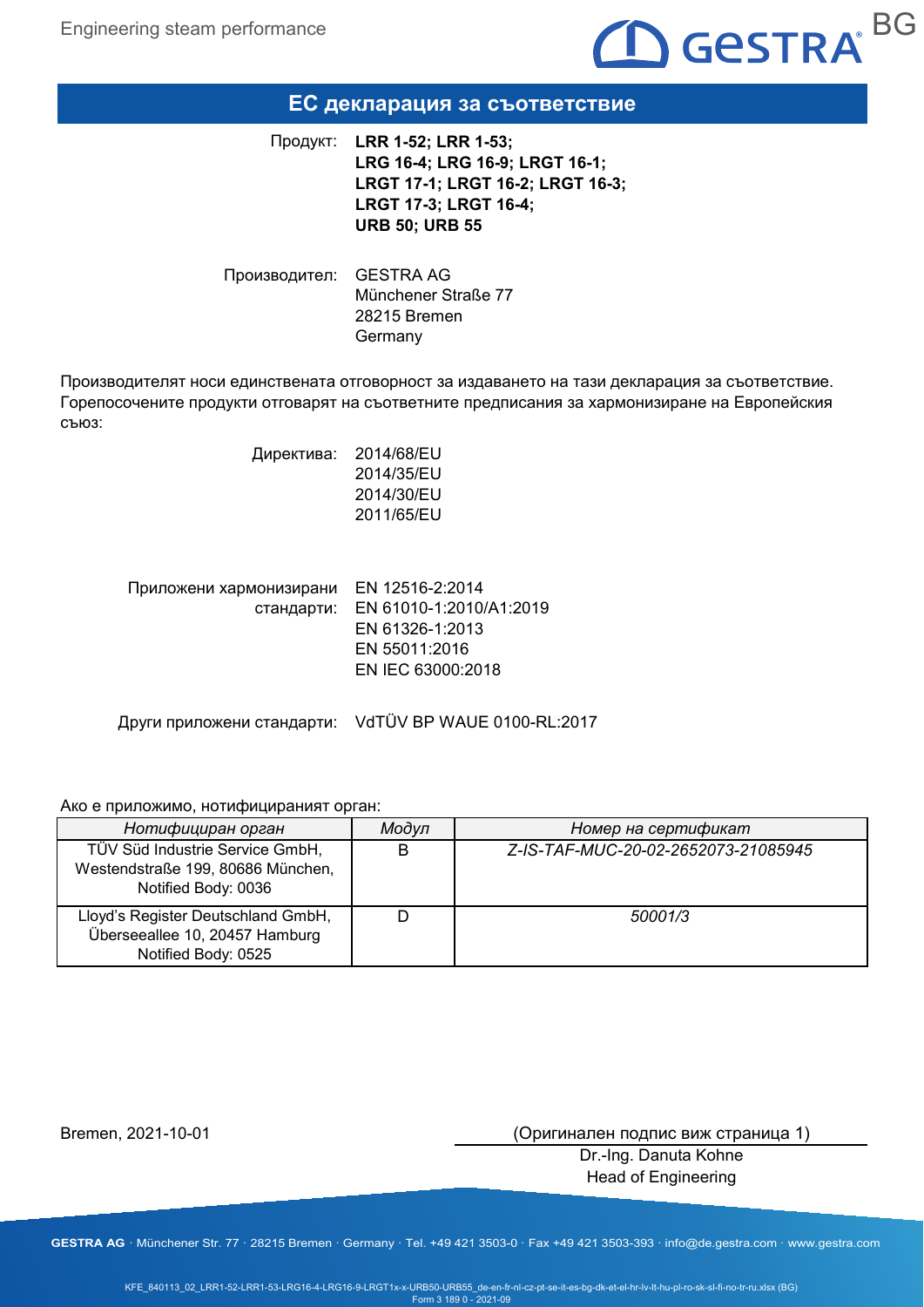# ЕС декларация за съответствие

Продукт: **LRR 1-52; LRR 1-53; LRG 16-4; LRG 16-9; LRGT 16-1; LRGT 17-1; LRGT 16-2; LRGT 16-3; LRGT 17-3; LRGT 16-4; URB 50; URB 55**

Производител: GESTRA AG
Münchener Straße 77
28215 Bremen
Germany

Производителят носи единствената отговорност за издаването на тази декларация за съответствие. Горепосочените продукти отговарят на съответните предписания за хармонизиране на Европейския съюз:

Директива: 2014/68/EU
2014/35/EU
2014/30/EU
2011/65/EU

Приложени хармонизирани стандарти: EN 12516-2:2014
EN 61010-1:2010/A1:2019
EN 61326-1:2013
EN 55011:2016
EN IEC 63000:2018

Други приложени стандарти: VdTÜV BP WAUE 0100-RL:2017

Ако е приложимо, нотифицираният орган:

| *Нотифициран орган* | *Модул* | *Номер на сертификат* |
|---|---|---|
| TÜV Süd Industrie Service GmbH, Westendstraße 199, 80686 München, Notified Body: 0036 | B | *Z-IS-TAF-MUC-20-02-2652073-21085945* |
| Lloyd's Register Deutschland GmbH, Überseeallee 10, 20457 Hamburg Notified Body: 0525 | D | *50001/3* |

Bremen, 2021-10-01

(Оригинален подпис виж страница 1)
Dr.-Ing. Danuta Kohne
Head of Engineering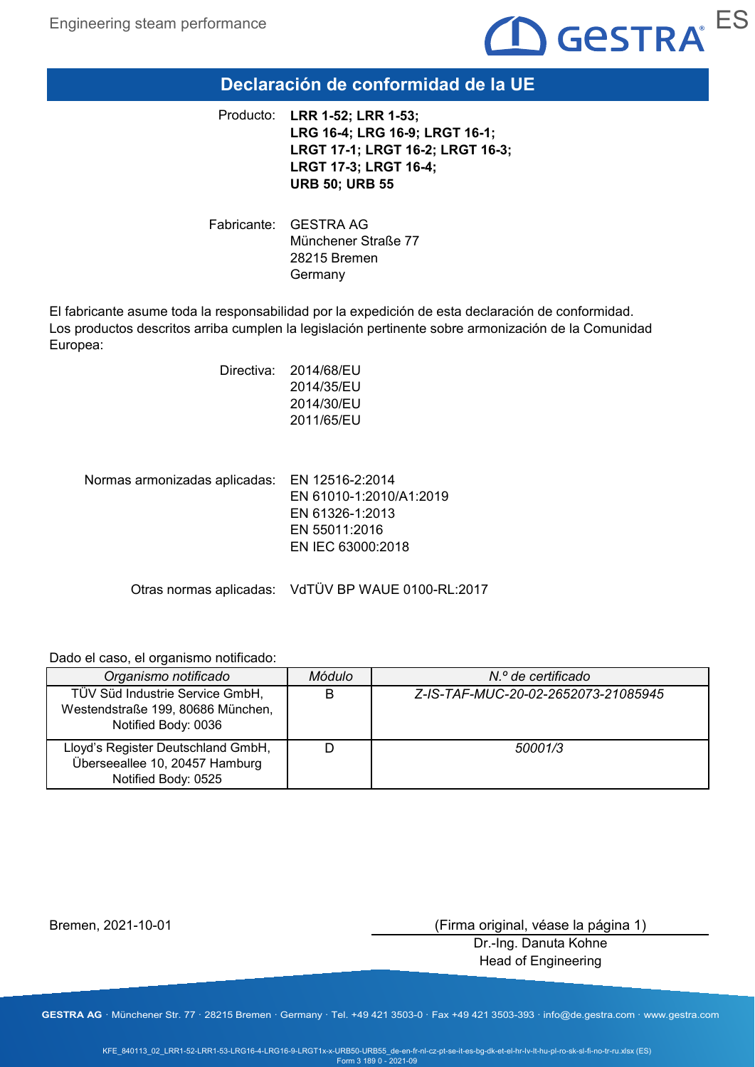# Declaración de conformidad de la UE

Producto: **LRR 1-52; LRR 1-53; LRG 16-4; LRG 16-9; LRGT 16-1; LRGT 17-1; LRGT 16-2; LRGT 16-3; LRGT 17-3; LRGT 16-4; URB 50; URB 55**

Fabricante: GESTRA AG
Münchener Straße 77
28215 Bremen
Germany

El fabricante asume toda la responsabilidad por la expedición de esta declaración de conformidad. Los productos descritos arriba cumplen la legislación pertinente sobre armonización de la Comunidad Europea:

Directiva: 2014/68/EU
2014/35/EU
2014/30/EU
2011/65/EU

Normas armonizadas aplicadas: EN 12516-2:2014
EN 61010-1:2010/A1:2019
EN 61326-1:2013
EN 55011:2016
EN IEC 63000:2018

Otras normas aplicadas: VdTÜV BP WAUE 0100-RL:2017

Dado el caso, el organismo notificado:

| *Organismo notificado* | *Módulo* | *N.º de certificado* |
|---|---|---|
| TÜV Süd Industrie Service GmbH, Westendstraße 199, 80686 München, Notified Body: 0036 | B | *Z-IS-TAF-MUC-20-02-2652073-21085945* |
| Lloyd's Register Deutschland GmbH, Überseeallee 10, 20457 Hamburg Notified Body: 0525 | D | *50001/3* |

Bremen, 2021-10-01

(Firma original, véase la página 1)
Dr.-Ing. Danuta Kohne
Head of Engineering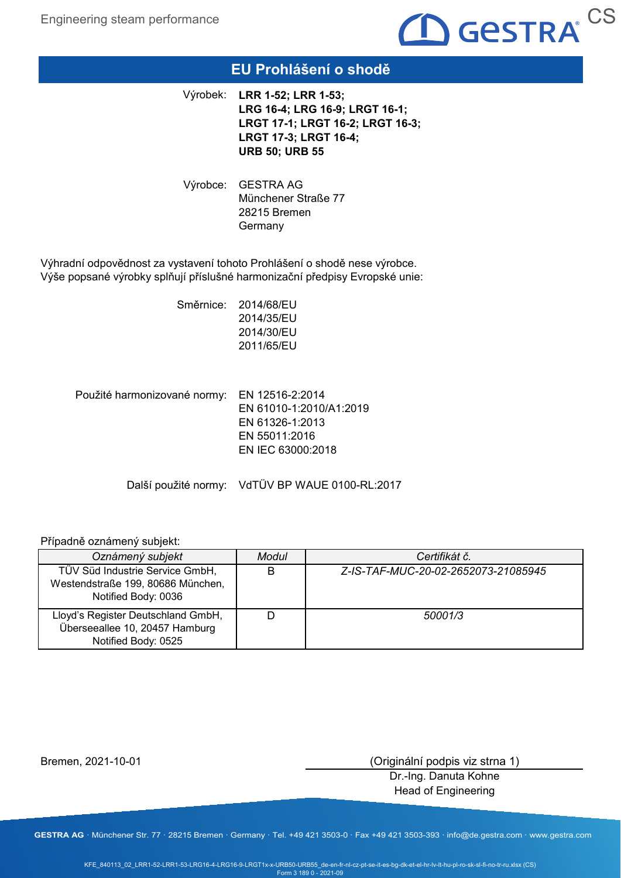# EU Prohlášení o shodě

Výrobek: **LRR 1-52; LRR 1-53; LRG 16-4; LRG 16-9; LRGT 16-1; LRGT 17-1; LRGT 16-2; LRGT 16-3; LRGT 17-3; LRGT 16-4; URB 50; URB 55**

Výrobce: GESTRA AG
Münchener Straße 77
28215 Bremen
Germany

Výhradní odpovědnost za vystavení tohoto Prohlášení o shodě nese výrobce.
Výše popsané výrobky splňují příslušné harmonizační předpisy Evropské unie:

Směrnice:
2014/68/EU
2014/35/EU
2014/30/EU
2011/65/EU

Použité harmonizované normy:
EN 12516-2:2014
EN 61010-1:2010/A1:2019
EN 61326-1:2013
EN 55011:2016
EN IEC 63000:2018

Další použité normy: VdTÜV BP WAUE 0100-RL:2017

Případně oznámený subjekt:

| *Oznámený subjekt* | *Modul* | *Certifikát č.* |
|---|---|---|
| TÜV Süd Industrie Service GmbH, Westendstraße 199, 80686 München, Notified Body: 0036 | B | *Z-IS-TAF-MUC-20-02-2652073-21085945* |
| Lloyd's Register Deutschland GmbH, Überseeallee 10, 20457 Hamburg Notified Body: 0525 | D | *50001/3* |

Bremen, 2021-10-01

(Originální podpis viz strna 1)
Dr.-Ing. Danuta Kohne
Head of Engineering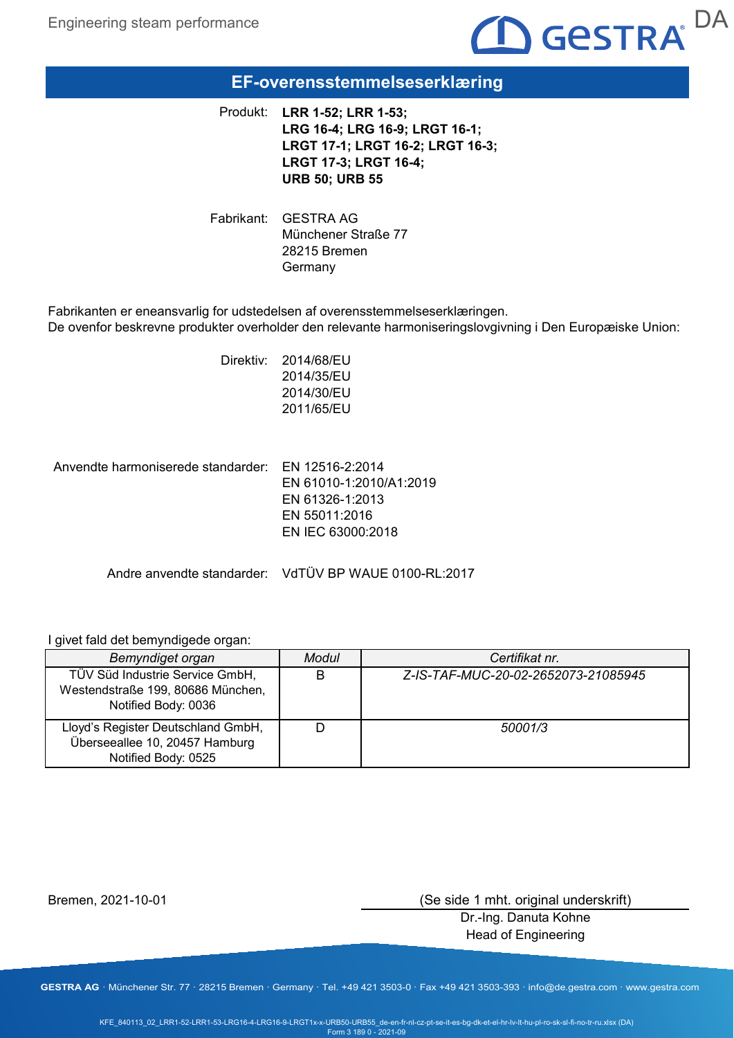# EF-overensstemmelseserklæring

Produkt: **LRR 1-52; LRR 1-53; LRG 16-4; LRG 16-9; LRGT 16-1; LRGT 17-1; LRGT 16-2; LRGT 16-3; LRGT 17-3; LRGT 16-4; URB 50; URB 55**

Fabrikant: GESTRA AG
Münchener Straße 77
28215 Bremen
Germany

Fabrikanten er eneansvarlig for udstedelsen af overensstemmelseserklæringen.
De ovenfor beskrevne produkter overholder den relevante harmoniseringslovgivning i Den Europæiske Union:

Direktiv:
2014/68/EU
2014/35/EU
2014/30/EU
2011/65/EU

Anvendte harmoniserede standarder:
EN 12516-2:2014
EN 61010-1:2010/A1:2019
EN 61326-1:2013
EN 55011:2016
EN IEC 63000:2018

Andre anvendte standarder: VdTÜV BP WAUE 0100-RL:2017

I givet fald det bemyndigede organ:

| *Bemyndiget organ* | *Modul* | *Certifikat nr.* |
|---|---|---|
| TÜV Süd Industrie Service GmbH, Westendstraße 199, 80686 München, Notified Body: 0036 | B | *Z-IS-TAF-MUC-20-02-2652073-21085945* |
| Lloyd's Register Deutschland GmbH, Überseeallee 10, 20457 Hamburg Notified Body: 0525 | D | *50001/3* |

Bremen, 2021-10-01

(Se side 1 mht. original underskrift)
Dr.-Ing. Danuta Kohne
Head of Engineering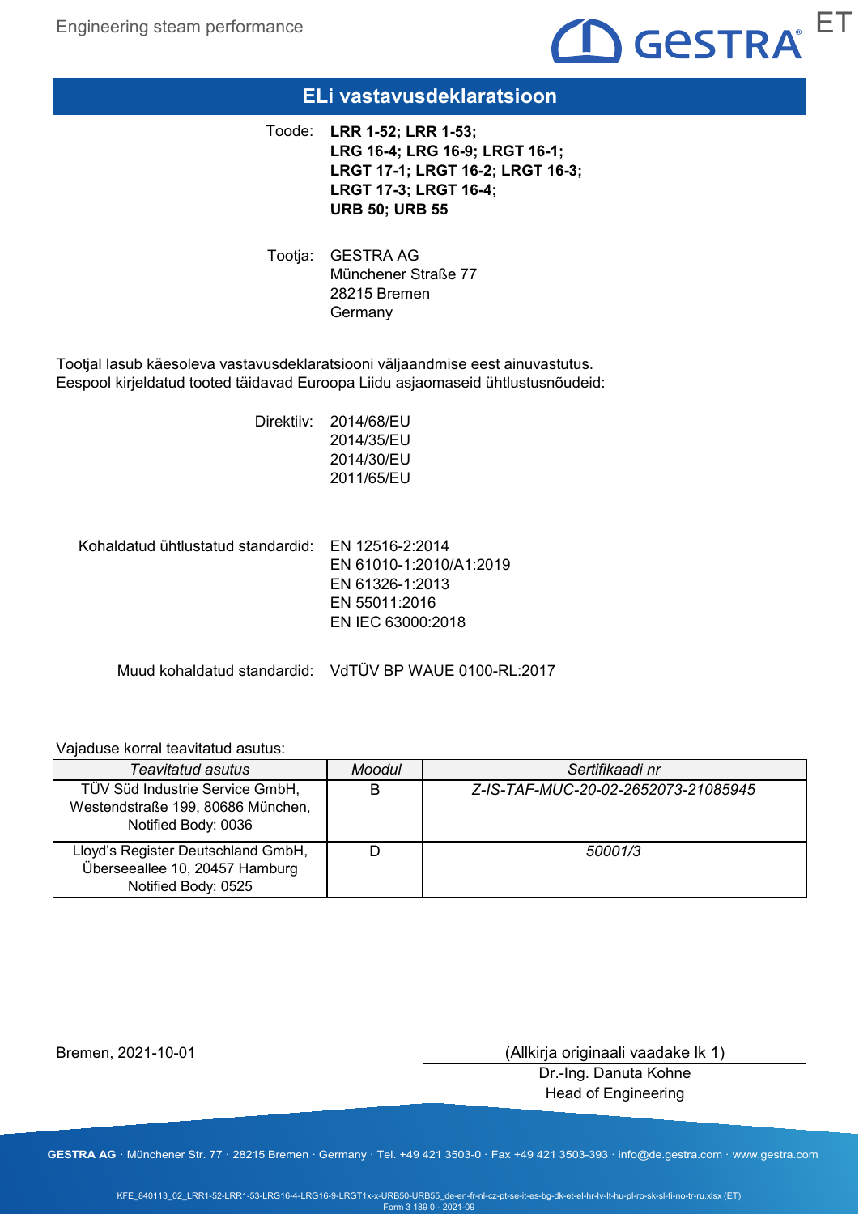# ELi vastavusdeklaratsioon

Toode: **LRR 1-52; LRR 1-53; LRG 16-4; LRG 16-9; LRGT 16-1; LRGT 17-1; LRGT 16-2; LRGT 16-3; LRGT 17-3; LRGT 16-4; URB 50; URB 55**

Tootja: GESTRA AG
Münchener Straße 77
28215 Bremen
Germany

Tootjal lasub käesoleva vastavusdeklaratsiooni väljaandmise eest ainuvastutus.
Eespool kirjeldatud tooted täidavad Euroopa Liidu asjaomaseid ühtlustusnõudeid:

Direktiiv: 2014/68/EU
2014/35/EU
2014/30/EU
2011/65/EU

Kohaldatud ühtlustatud standardid: EN 12516-2:2014
EN 61010-1:2010/A1:2019
EN 61326-1:2013
EN 55011:2016
EN IEC 63000:2018

Muud kohaldatud standardid: VdTÜV BP WAUE 0100-RL:2017

Vajaduse korral teavitatud asutus:

| *Teavitatud asutus* | *Moodul* | *Sertifikaadi nr* |
|---|---|---|
| TÜV Süd Industrie Service GmbH, Westendstraße 199, 80686 München, Notified Body: 0036 | B | *Z-IS-TAF-MUC-20-02-2652073-21085945* |
| Lloyd's Register Deutschland GmbH, Überseeallee 10, 20457 Hamburg Notified Body: 0525 | D | *50001/3* |

Bremen, 2021-10-01

(Allkirja originaali vaadake lk 1)
Dr.-Ing. Danuta Kohne
Head of Engineering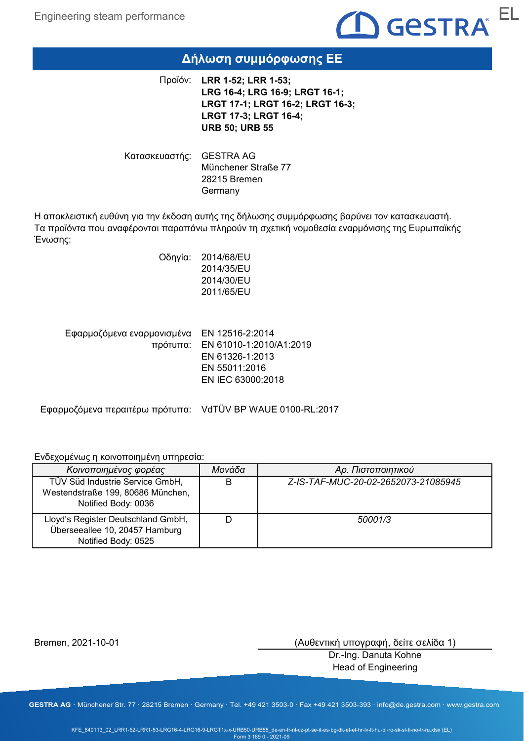# Δήλωση συμμόρφωσης ΕΕ

Προϊόν: **LRR 1-52; LRR 1-53; LRG 16-4; LRG 16-9; LRGT 16-1; LRGT 17-1; LRGT 16-2; LRGT 16-3; LRGT 17-3; LRGT 16-4; URB 50; URB 55**

Κατασκευαστής: GESTRA AG
Münchener Straße 77
28215 Bremen
Germany

Η αποκλειστική ευθύνη για την έκδοση αυτής της δήλωσης συμμόρφωσης βαρύνει τον κατασκευαστή.
Τα προϊόντα που αναφέρονται παραπάνω πληρούν τη σχετική νομοθεσία εναρμόνισης της Ευρωπαϊκής Ένωσης:

Οδηγία: 2014/68/EU
2014/35/EU
2014/30/EU
2011/65/EU

Εφαρμοζόμενα εναρμονισμένα πρότυπα: EN 12516-2:2014
EN 61010-1:2010/A1:2019
EN 61326-1:2013
EN 55011:2016
EN IEC 63000:2018

Εφαρμοζόμενα περαιτέρω πρότυπα: VdTÜV BP WAUE 0100-RL:2017

Ενδεχομένως η κοινοποιημένη υπηρεσία:

| *Κοινοποιημένος φορέας* | *Μονάδα* | *Αρ. Πιστοποιητικού* |
|---|---|---|
| TÜV Süd Industrie Service GmbH, Westendstraße 199, 80686 München, Notified Body: 0036 | B | *Z-IS-TAF-MUC-20-02-2652073-21085945* |
| Lloyd's Register Deutschland GmbH, Überseeallee 10, 20457 Hamburg Notified Body: 0525 | D | *50001/3* |

Bremen, 2021-10-01

(Αυθεντική υπογραφή, δείτε σελίδα 1)
Dr.-Ing. Danuta Kohne
Head of Engineering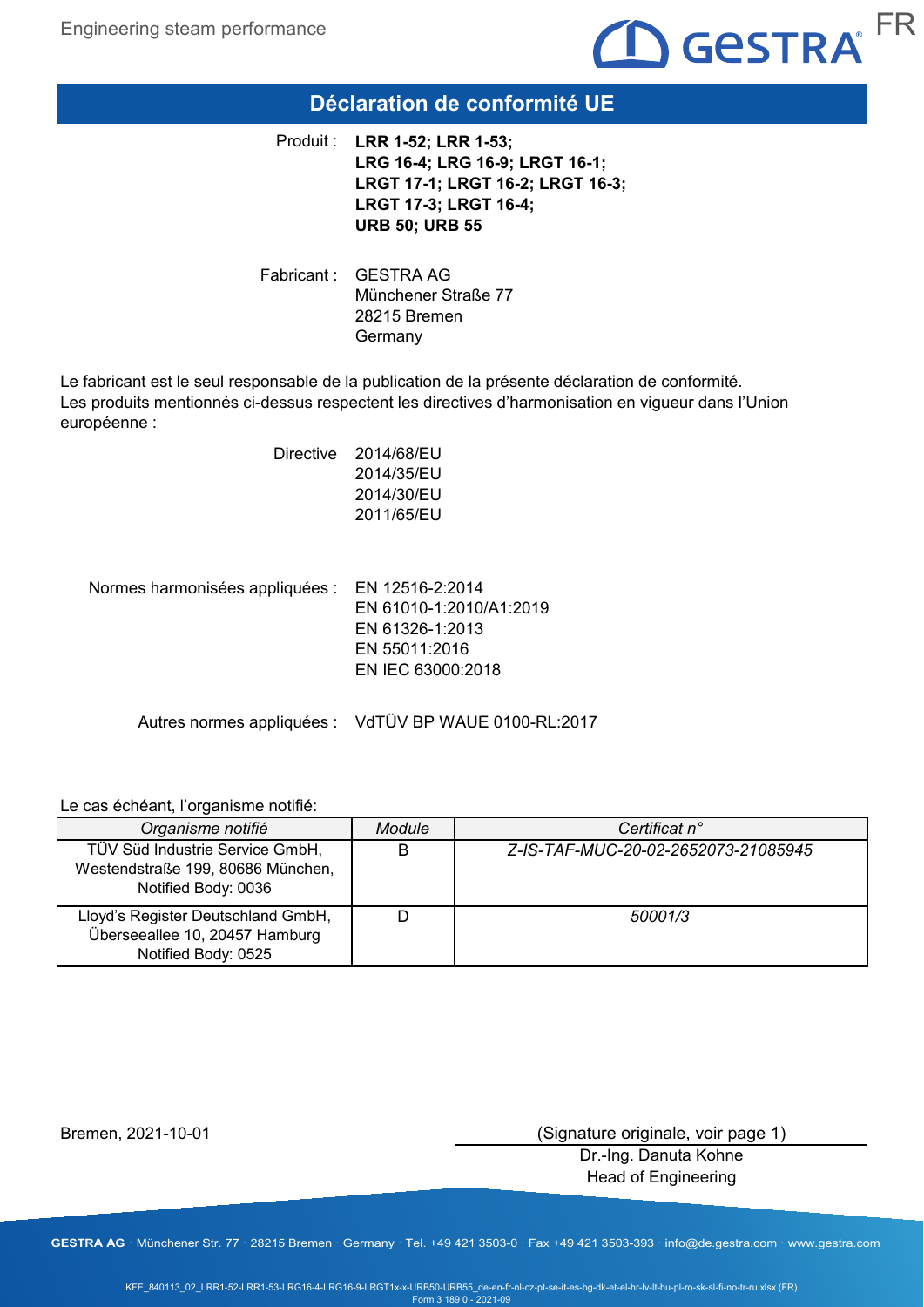# Déclaration de conformité UE

Produit : **LRR 1-52; LRR 1-53; LRG 16-4; LRG 16-9; LRGT 16-1; LRGT 17-1; LRGT 16-2; LRGT 16-3; LRGT 17-3; LRGT 16-4; URB 50; URB 55**

Fabricant : GESTRA AG
Münchener Straße 77
28215 Bremen
Germany

Le fabricant est le seul responsable de la publication de la présente déclaration de conformité.
Les produits mentionnés ci-dessus respectent les directives d'harmonisation en vigueur dans l'Union européenne :

Directive
2014/68/EU
2014/35/EU
2014/30/EU
2011/65/EU

Normes harmonisées appliquées :
EN 12516-2:2014
EN 61010-1:2010/A1:2019
EN 61326-1:2013
EN 55011:2016
EN IEC 63000:2018

Autres normes appliquées : VdTÜV BP WAUE 0100-RL:2017

Le cas échéant, l'organisme notifié:

| *Organisme notifié* | *Module* | *Certificat n°* |
|---|---|---|
| TÜV Süd Industrie Service GmbH, Westendstraße 199, 80686 München, Notified Body: 0036 | B | *Z-IS-TAF-MUC-20-02-2652073-21085945* |
| Lloyd's Register Deutschland GmbH, Überseeallee 10, 20457 Hamburg Notified Body: 0525 | D | *50001/3* |

Bremen, 2021-10-01

(Signature originale, voir page 1)
Dr.-Ing. Danuta Kohne
Head of Engineering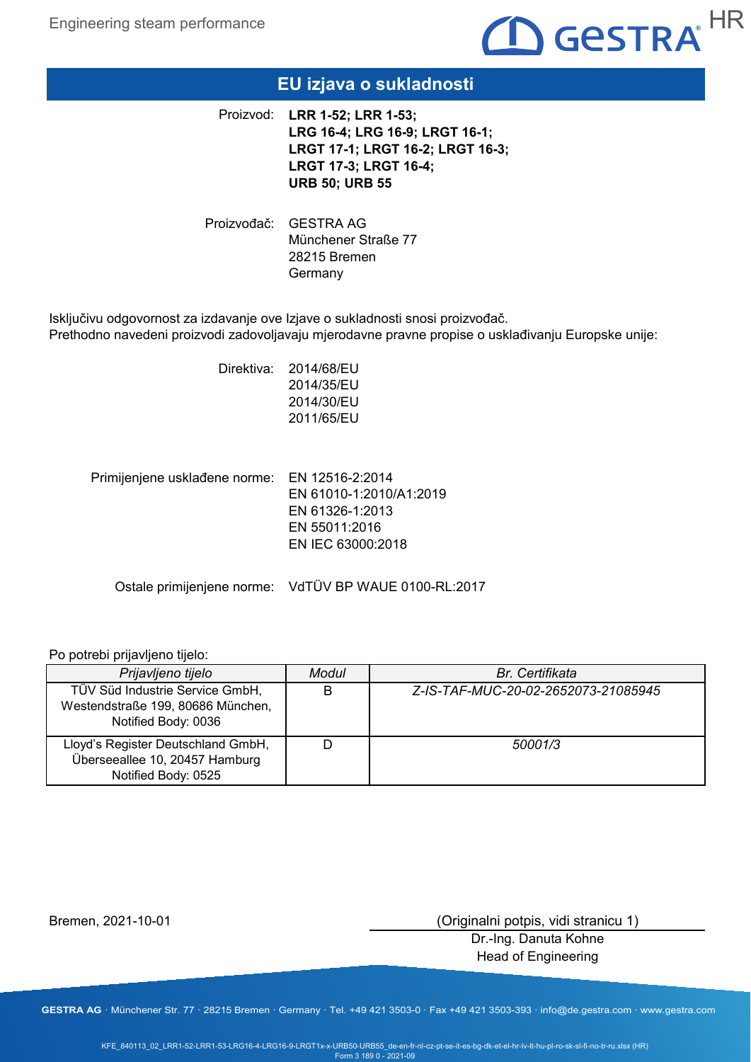# EU izjava o sukladnosti

Proizvod: **LRR 1-52; LRR 1-53; LRG 16-4; LRG 16-9; LRGT 16-1; LRGT 17-1; LRGT 16-2; LRGT 16-3; LRGT 17-3; LRGT 16-4; URB 50; URB 55**

Proizvođač: GESTRA AG
Münchener Straße 77
28215 Bremen
Germany

Isključivu odgovornost za izdavanje ove Izjave o sukladnosti snosi proizvođač.
Prethodno navedeni proizvodi zadovoljavaju mjerodavne pravne propise o usklađivanju Europske unije:

Direktiva:
2014/68/EU
2014/35/EU
2014/30/EU
2011/65/EU

Primijenjene usklađene norme:
EN 12516-2:2014
EN 61010-1:2010/A1:2019
EN 61326-1:2013
EN 55011:2016
EN IEC 63000:2018

Ostale primijenjene norme: VdTÜV BP WAUE 0100-RL:2017

Po potrebi prijavljeno tijelo:

| *Prijavljeno tijelo* | *Modul* | *Br. Certifikata* |
|---|---|---|
| TÜV Süd Industrie Service GmbH, Westendstraße 199, 80686 München, Notified Body: 0036 | B | *Z-IS-TAF-MUC-20-02-2652073-21085945* |
| Lloyd's Register Deutschland GmbH, Überseeallee 10, 20457 Hamburg Notified Body: 0525 | D | *50001/3* |

Bremen, 2021-10-01

(Originalni potpis, vidi stranicu 1)
Dr.-Ing. Danuta Kohne
Head of Engineering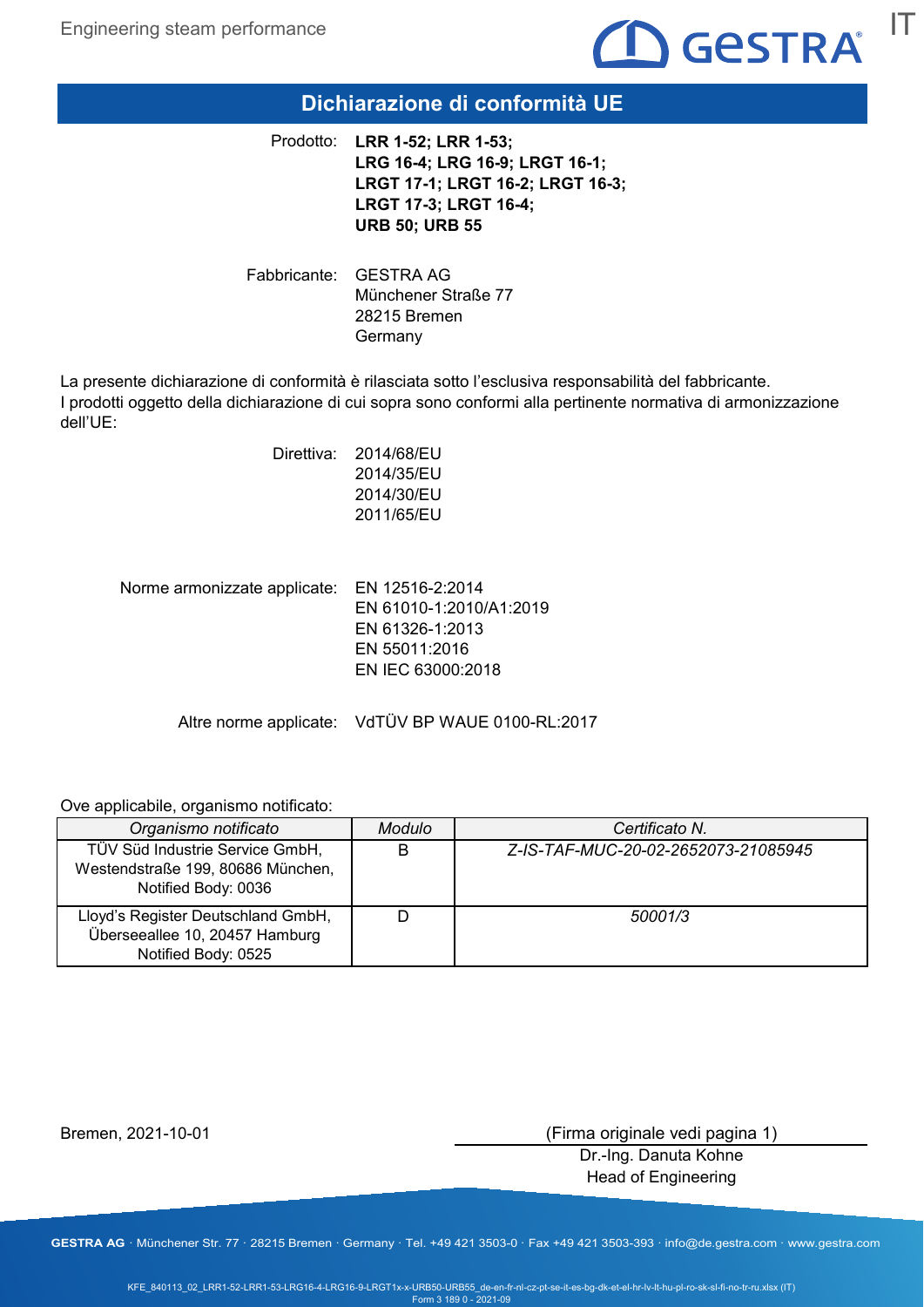# Dichiarazione di conformità UE

Prodotto: **LRR 1-52; LRR 1-53; LRG 16-4; LRG 16-9; LRGT 16-1; LRGT 17-1; LRGT 16-2; LRGT 16-3; LRGT 17-3; LRGT 16-4; URB 50; URB 55**

Fabbricante: GESTRA AG
Münchener Straße 77
28215 Bremen
Germany

La presente dichiarazione di conformità è rilasciata sotto l'esclusiva responsabilità del fabbricante.
I prodotti oggetto della dichiarazione di cui sopra sono conformi alla pertinente normativa di armonizzazione dell'UE:

Direttiva: 2014/68/EU
2014/35/EU
2014/30/EU
2011/65/EU

Norme armonizzate applicate: EN 12516-2:2014
EN 61010-1:2010/A1:2019
EN 61326-1:2013
EN 55011:2016
EN IEC 63000:2018

Altre norme applicate: VdTÜV BP WAUE 0100-RL:2017

Ove applicabile, organismo notificato:

| *Organismo notificato* | *Modulo* | *Certificato N.* |
|---|---|---|
| TÜV Süd Industrie Service GmbH, Westendstraße 199, 80686 München, Notified Body: 0036 | B | *Z-IS-TAF-MUC-20-02-2652073-21085945* |
| Lloyd's Register Deutschland GmbH, Überseeallee 10, 20457 Hamburg Notified Body: 0525 | D | *50001/3* |

Bremen, 2021-10-01

(Firma originale vedi pagina 1)

Dr.-Ing. Danuta Kohne
Head of Engineering

KFE_840113_02_LRR1-52-LRR1-53-LRG16-4-LRG16-9-LRGT1x-x-URB50-URB55_de-en-fr-nl-cz-pt-se-it-es-bg-dk-et-el-hr-lv-lt-hu-pl-ro-sk-sl-fi-no-tr-ru.xlsx (IT)
Form 3 189 0 - 2021-09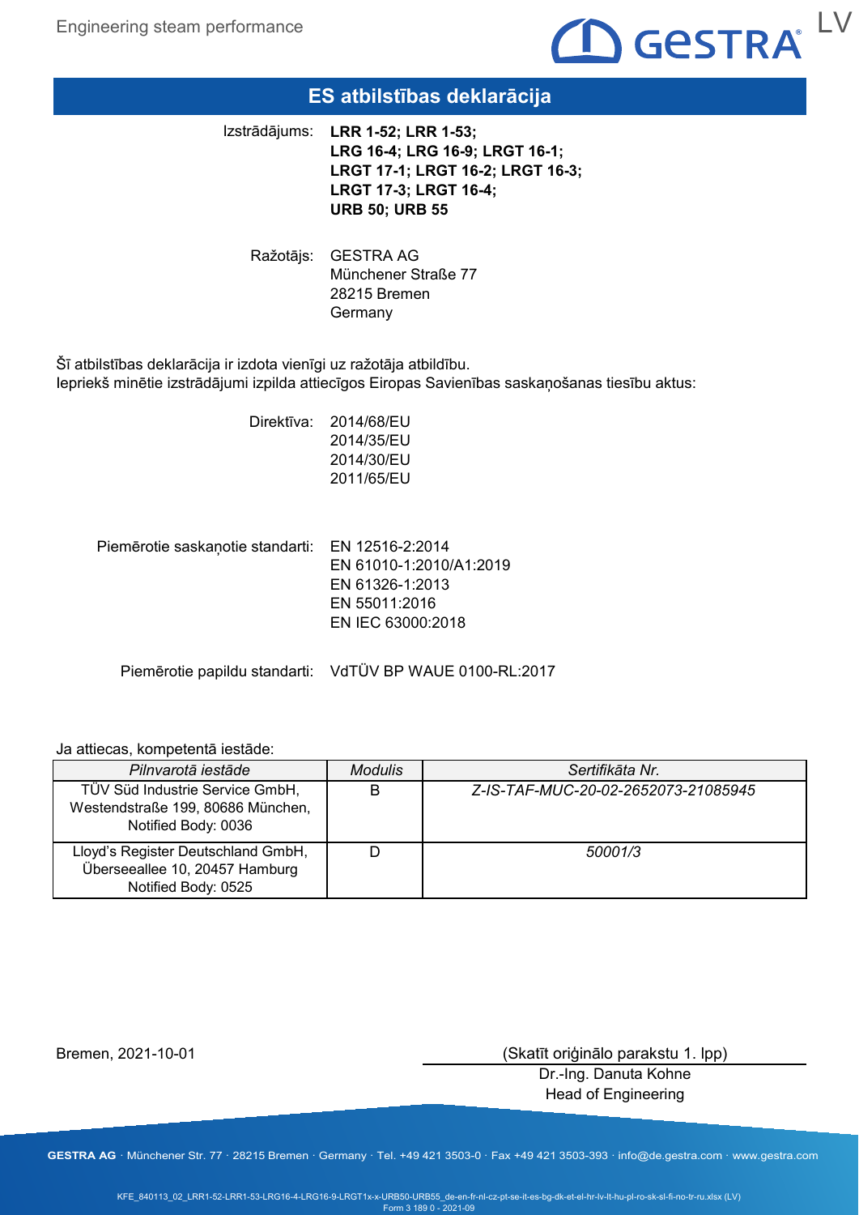# ES atbilstības deklarācija

Izstrādājums: **LRR 1-52; LRR 1-53; LRG 16-4; LRG 16-9; LRGT 16-1; LRGT 17-1; LRGT 16-2; LRGT 16-3; LRGT 17-3; LRGT 16-4; URB 50; URB 55**

Ražotājs: GESTRA AG
Münchener Straße 77
28215 Bremen
Germany

Šī atbilstības deklarācija ir izdota vienīgi uz ražotāja atbildību.
Iepriekš minētie izstrādājumi izpilda attiecīgos Eiropas Savienības saskaņošanas tiesību aktus:

Direktīva: 2014/68/EU
2014/35/EU
2014/30/EU
2011/65/EU

Piemērotie saskaņotie standarti: EN 12516-2:2014
EN 61010-1:2010/A1:2019
EN 61326-1:2013
EN 55011:2016
EN IEC 63000:2018

Piemērotie papildu standarti: VdTÜV BP WAUE 0100-RL:2017

Ja attiecas, kompetentā iestāde:

| *Pilnvarotā iestāde* | *Modulis* | *Sertifikāta Nr.* |
|---|---|---|
| TÜV Süd Industrie Service GmbH, Westendstraße 199, 80686 München, Notified Body: 0036 | B | *Z-IS-TAF-MUC-20-02-2652073-21085945* |
| Lloyd's Register Deutschland GmbH, Überseeallee 10, 20457 Hamburg Notified Body: 0525 | D | *50001/3* |

Bremen, 2021-10-01

(Skatīt oriģinālo parakstu 1. lpp)
Dr.-Ing. Danuta Kohne
Head of Engineering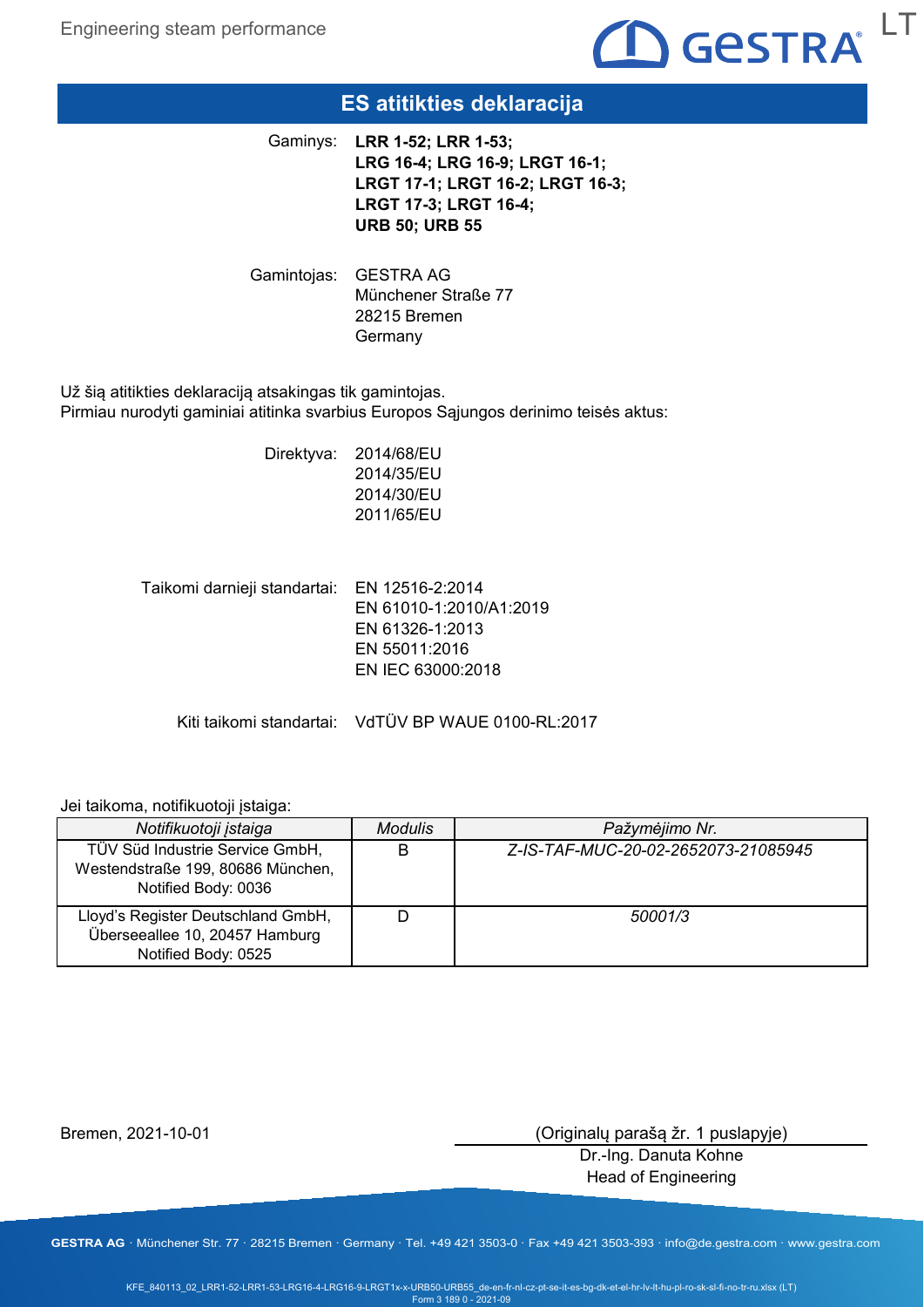# ES atitikties deklaracija

Gaminys: **LRR 1-52; LRR 1-53; LRG 16-4; LRG 16-9; LRGT 16-1; LRGT 17-1; LRGT 16-2; LRGT 16-3; LRGT 17-3; LRGT 16-4; URB 50; URB 55**

Gamintojas: GESTRA AG
Münchener Straße 77
28215 Bremen
Germany

Už šią atitikties deklaraciją atsakingas tik gamintojas.
Pirmiau nurodyti gaminiai atitinka svarbius Europos Sąjungos derinimo teisės aktus:

Direktyva: 2014/68/EU
2014/35/EU
2014/30/EU
2011/65/EU

Taikomi darnieji standartai: EN 12516-2:2014
EN 61010-1:2010/A1:2019
EN 61326-1:2013
EN 55011:2016
EN IEC 63000:2018

Kiti taikomi standartai: VdTÜV BP WAUE 0100-RL:2017

Jei taikoma, notifikuotoji įstaiga:

| *Notifikuotoji įstaiga* | *Modulis* | *Pažymėjimo Nr.* |
|---|---|---|
| TÜV Süd Industrie Service GmbH, Westendstraße 199, 80686 München, Notified Body: 0036 | B | *Z-IS-TAF-MUC-20-02-2652073-21085945* |
| Lloyd's Register Deutschland GmbH, Überseeallee 10, 20457 Hamburg Notified Body: 0525 | D | *50001/3* |

Bremen, 2021-10-01

(Originalų parašą žr. 1 puslapyje)

Dr.-Ing. Danuta Kohne
Head of Engineering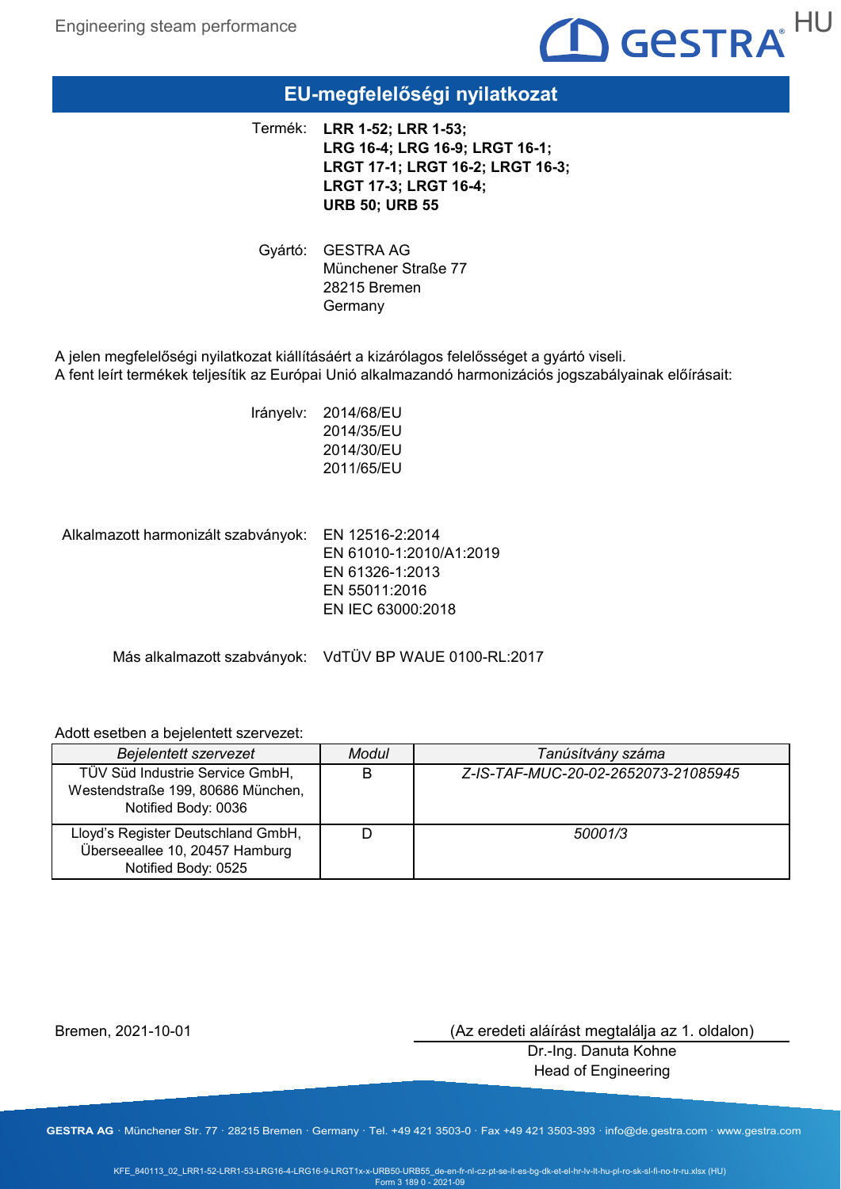# EU-megfelelőségi nyilatkozat

Termék: **LRR 1-52; LRR 1-53; LRG 16-4; LRG 16-9; LRGT 16-1; LRGT 17-1; LRGT 16-2; LRGT 16-3; LRGT 17-3; LRGT 16-4; URB 50; URB 55**

Gyártó: GESTRA AG
Münchener Straße 77
28215 Bremen
Germany

A jelen megfelelőségi nyilatkozat kiállításáért a kizárólagos felelősséget a gyártó viseli.
A fent leírt termékek teljesítik az Európai Unió alkalmazandó harmonizációs jogszabályainak előírásait:

Irányelv: 2014/68/EU
2014/35/EU
2014/30/EU
2011/65/EU

Alkalmazott harmonizált szabványok: EN 12516-2:2014
EN 61010-1:2010/A1:2019
EN 61326-1:2013
EN 55011:2016
EN IEC 63000:2018

Más alkalmazott szabványok: VdTÜV BP WAUE 0100-RL:2017

Adott esetben a bejelentett szervezet:

| *Bejelentett szervezet* | *Modul* | *Tanúsítvány száma* |
|---|---|---|
| TÜV Süd Industrie Service GmbH, Westendstraße 199, 80686 München, Notified Body: 0036 | B | *Z-IS-TAF-MUC-20-02-2652073-21085945* |
| Lloyd's Register Deutschland GmbH, Überseeallee 10, 20457 Hamburg Notified Body: 0525 | D | *50001/3* |

Bremen, 2021-10-01

(Az eredeti aláírást megtalálja az 1. oldalon)
Dr.-Ing. Danuta Kohne
Head of Engineering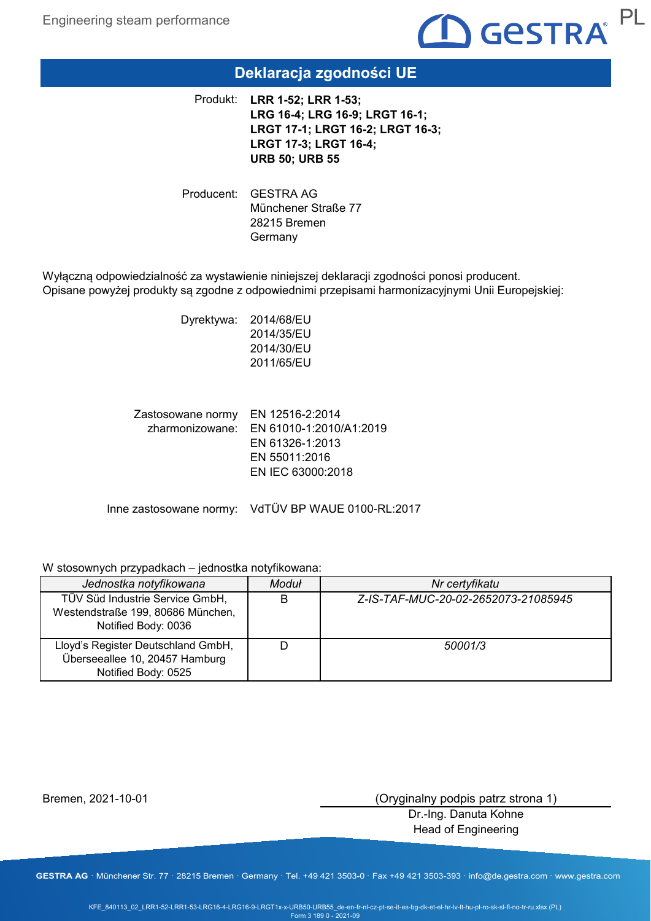# Deklaracja zgodności UE

Produkt: **LRR 1-52; LRR 1-53; LRG 16-4; LRG 16-9; LRGT 16-1; LRGT 17-1; LRGT 16-2; LRGT 16-3; LRGT 17-3; LRGT 16-4; URB 50; URB 55**

Producent: GESTRA AG
Münchener Straße 77
28215 Bremen
Germany

Wyłączną odpowiedzialność za wystawienie niniejszej deklaracji zgodności ponosi producent.
Opisane powyżej produkty są zgodne z odpowiednimi przepisami harmonizacyjnymi Unii Europejskiej:

Dyrektywa: 2014/68/EU
2014/35/EU
2014/30/EU
2011/65/EU

Zastosowane normy zharmonizowane: EN 12516-2:2014
EN 61010-1:2010/A1:2019
EN 61326-1:2013
EN 55011:2016
EN IEC 63000:2018

Inne zastosowane normy: VdTÜV BP WAUE 0100-RL:2017

W stosownych przypadkach – jednostka notyfikowana:

| *Jednostka notyfikowana* | *Moduł* | *Nr certyfikatu* |
|---|---|---|
| TÜV Süd Industrie Service GmbH, Westendstraße 199, 80686 München, Notified Body: 0036 | B | *Z-IS-TAF-MUC-20-02-2652073-21085945* |
| Lloyd's Register Deutschland GmbH, Überseeallee 10, 20457 Hamburg Notified Body: 0525 | D | *50001/3* |

Bremen, 2021-10-01

(Oryginalny podpis patrz strona 1)
Dr.-Ing. Danuta Kohne
Head of Engineering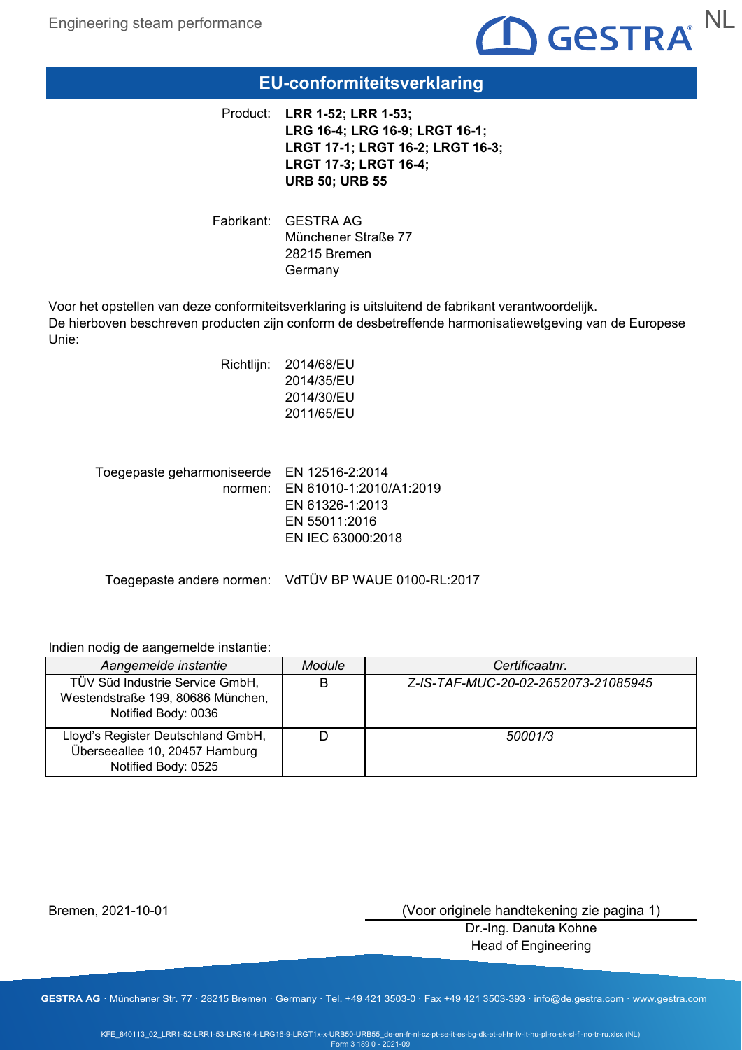# EU-conformiteitsverklaring

Product: **LRR 1-52; LRR 1-53; LRG 16-4; LRG 16-9; LRGT 16-1; LRGT 17-1; LRGT 16-2; LRGT 16-3; LRGT 17-3; LRGT 16-4; URB 50; URB 55**

Fabrikant: GESTRA AG
Münchener Straße 77
28215 Bremen
Germany

Voor het opstellen van deze conformiteitsverklaring is uitsluitend de fabrikant verantwoordelijk.
De hierboven beschreven producten zijn conform de desbetreffende harmonisatiewetgeving van de Europese Unie:

Richtlijn: 2014/68/EU
2014/35/EU
2014/30/EU
2011/65/EU

Toegepaste geharmoniseerde normen: EN 12516-2:2014
EN 61010-1:2010/A1:2019
EN 61326-1:2013
EN 55011:2016
EN IEC 63000:2018

Toegepaste andere normen: VdTÜV BP WAUE 0100-RL:2017

Indien nodig de aangemelde instantie:

| *Aangemelde instantie* | *Module* | *Certificaatnr.* |
|---|---|---|
| TÜV Süd Industrie Service GmbH, Westendstraße 199, 80686 München, Notified Body: 0036 | B | *Z-IS-TAF-MUC-20-02-2652073-21085945* |
| Lloyd's Register Deutschland GmbH, Überseeallee 10, 20457 Hamburg Notified Body: 0525 | D | *50001/3* |

Bremen, 2021-10-01

(Voor originele handtekening zie pagina 1)
Dr.-Ing. Danuta Kohne
Head of Engineering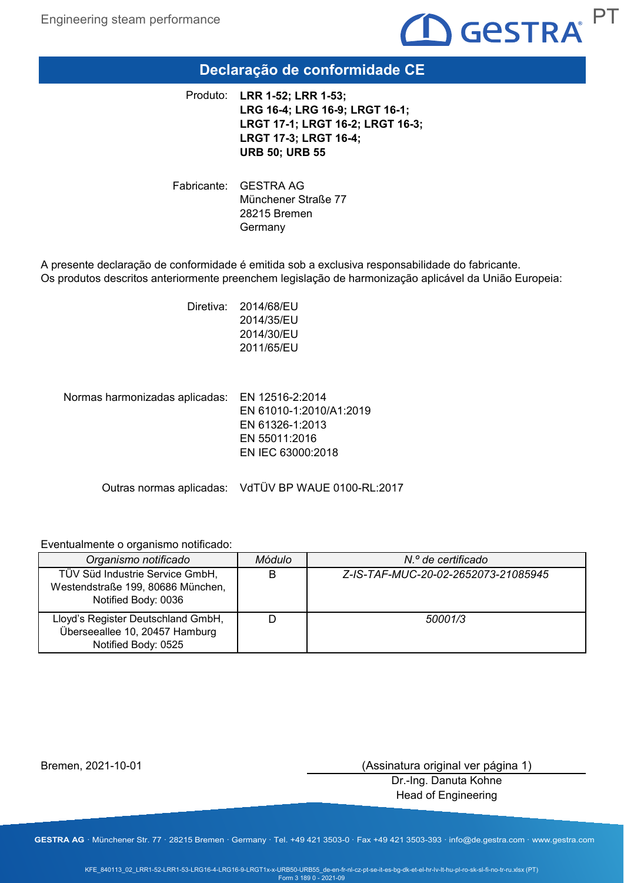# Declaração de conformidade CE

Produto: **LRR 1-52; LRR 1-53; LRG 16-4; LRG 16-9; LRGT 16-1; LRGT 17-1; LRGT 16-2; LRGT 16-3; LRGT 17-3; LRGT 16-4; URB 50; URB 55**

Fabricante: GESTRA AG
Münchener Straße 77
28215 Bremen
Germany

A presente declaração de conformidade é emitida sob a exclusiva responsabilidade do fabricante.
Os produtos descritos anteriormente preenchem legislação de harmonização aplicável da União Europeia:

Diretiva:
2014/68/EU
2014/35/EU
2014/30/EU
2011/65/EU

Normas harmonizadas aplicadas:
EN 12516-2:2014
EN 61010-1:2010/A1:2019
EN 61326-1:2013
EN 55011:2016
EN IEC 63000:2018

Outras normas aplicadas: VdTÜV BP WAUE 0100-RL:2017

Eventualmente o organismo notificado:

| *Organismo notificado* | *Módulo* | *N.º de certificado* |
| --- | --- | --- |
| TÜV Süd Industrie Service GmbH, Westendstraße 199, 80686 München, Notified Body: 0036 | B | *Z-IS-TAF-MUC-20-02-2652073-21085945* |
| Lloyd's Register Deutschland GmbH, Überseeallee 10, 20457 Hamburg Notified Body: 0525 | D | *50001/3* |

Bremen, 2021-10-01

(Assinatura original ver página 1)
Dr.-Ing. Danuta Kohne
Head of Engineering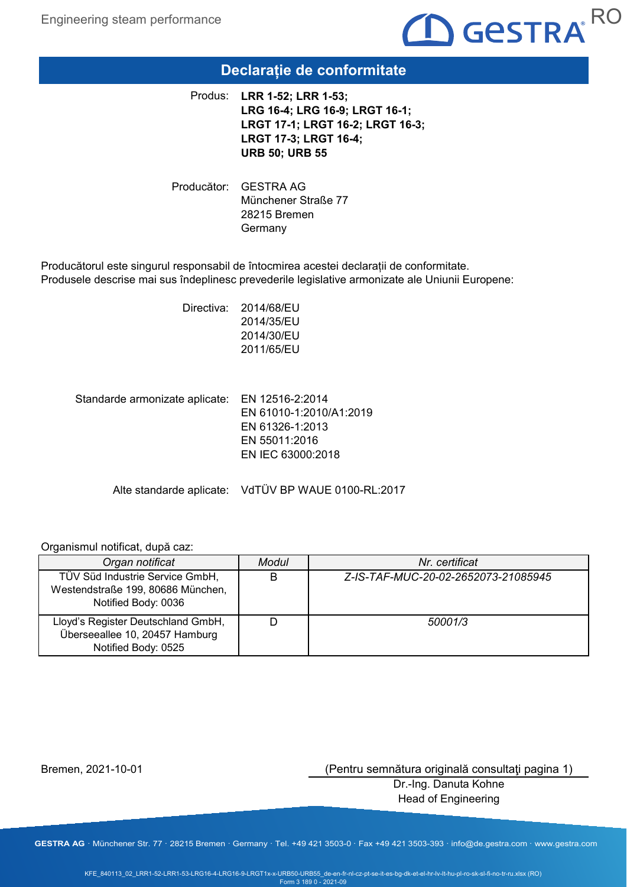# Declarație de conformitate

Produs: **LRR 1-52; LRR 1-53;**
**LRG 16-4; LRG 16-9; LRGT 16-1;**
**LRGT 17-1; LRGT 16-2; LRGT 16-3;**
**LRGT 17-3; LRGT 16-4;**
**URB 50; URB 55**

Producător: GESTRA AG
Münchener Straße 77
28215 Bremen
Germany

Producătorul este singurul responsabil de întocmirea acestei declarații de conformitate.
Produsele descrise mai sus îndeplinesc prevederile legislative armonizate ale Uniunii Europene:

Directiva: 2014/68/EU
2014/35/EU
2014/30/EU
2011/65/EU

Standarde armonizate aplicate: EN 12516-2:2014
EN 61010-1:2010/A1:2019
EN 61326-1:2013
EN 55011:2016
EN IEC 63000:2018

Alte standarde aplicate: VdTÜV BP WAUE 0100-RL:2017

Organismul notificat, după caz:

| *Organ notificat* | *Modul* | *Nr. certificat* |
|---|---|---|
| TÜV Süd Industrie Service GmbH, Westendstraße 199, 80686 München, Notified Body: 0036 | B | *Z-IS-TAF-MUC-20-02-2652073-21085945* |
| Lloyd's Register Deutschland GmbH, Überseeallee 10, 20457 Hamburg Notified Body: 0525 | D | *50001/3* |

Bremen, 2021-10-01

(Pentru semnătura originală consultaţi pagina 1)
Dr.-Ing. Danuta Kohne
Head of Engineering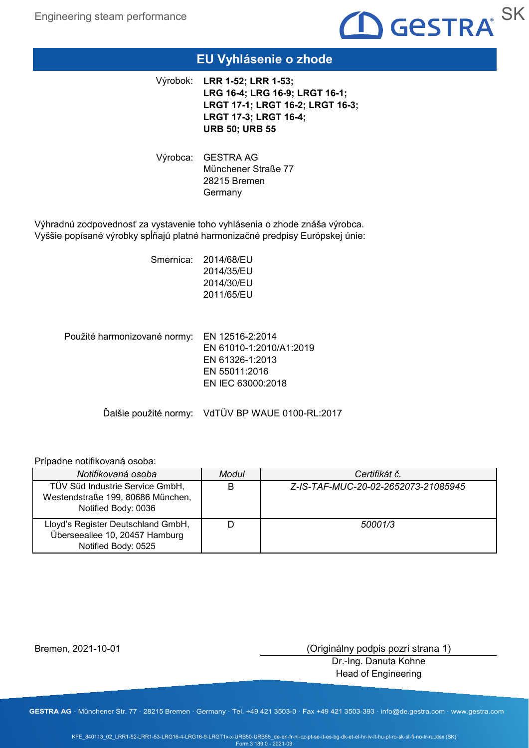# EU Vyhlásenie o zhode

Výrobok: **LRR 1-52; LRR 1-53; LRG 16-4; LRG 16-9; LRGT 16-1; LRGT 17-1; LRGT 16-2; LRGT 16-3; LRGT 17-3; LRGT 16-4; URB 50; URB 55**

Výrobca: GESTRA AG
Münchener Straße 77
28215 Bremen
Germany

Výhradnú zodpovednosť za vystavenie toho vyhlásenia o zhode znáša výrobca.
Vyššie popísané výrobky spĺňajú platné harmonizačné predpisy Európskej únie:

Smernica: 2014/68/EU
2014/35/EU
2014/30/EU
2011/65/EU

Použité harmonizované normy: EN 12516-2:2014
EN 61010-1:2010/A1:2019
EN 61326-1:2013
EN 55011:2016
EN IEC 63000:2018

Ďalšie použité normy: VdTÜV BP WAUE 0100-RL:2017

Prípadne notifikovaná osoba:

| *Notifikovaná osoba* | *Modul* | *Certifikát č.* |
|---|---|---|
| TÜV Süd Industrie Service GmbH, Westendstraße 199, 80686 München, Notified Body: 0036 | B | *Z-IS-TAF-MUC-20-02-2652073-21085945* |
| Lloyd's Register Deutschland GmbH, Überseeallee 10, 20457 Hamburg Notified Body: 0525 | D | *50001/3* |

Bremen, 2021-10-01

(Originálny podpis pozri strana 1)
Dr.-Ing. Danuta Kohne
Head of Engineering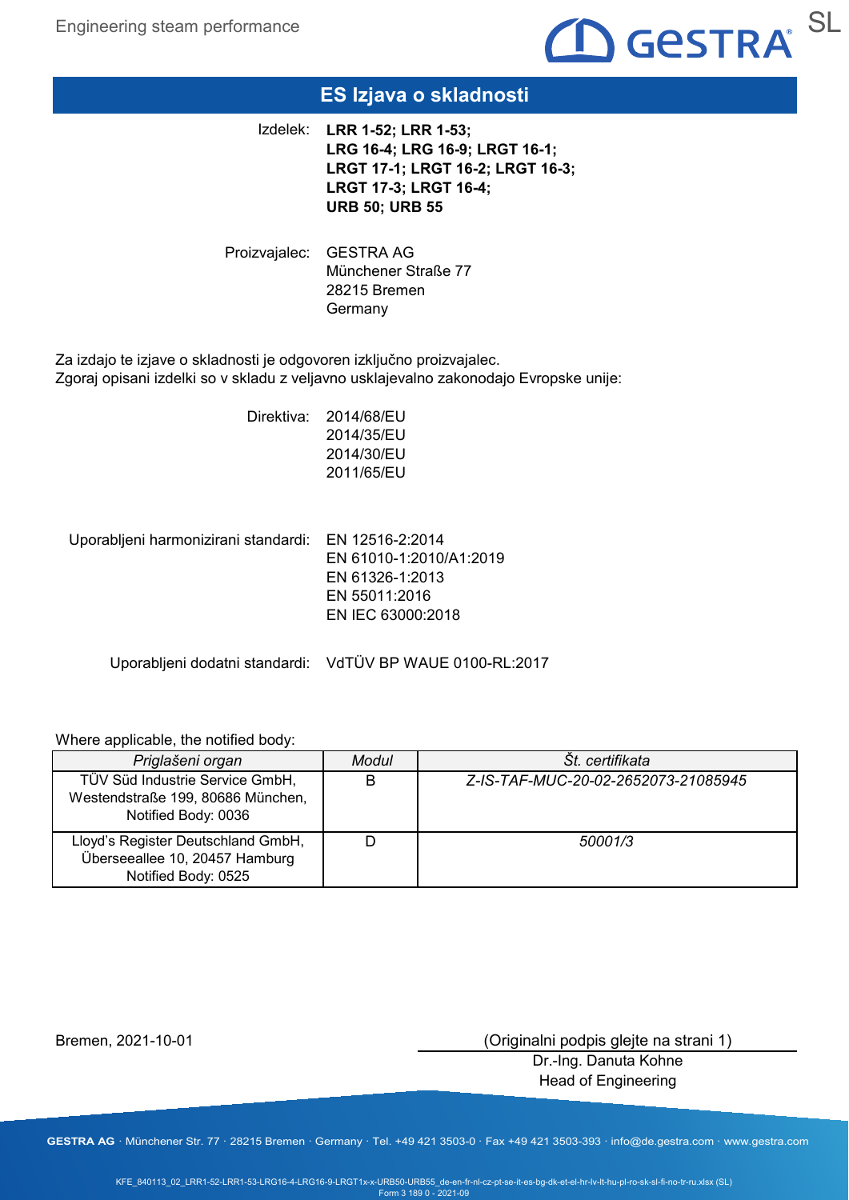# ES Izjava o skladnosti

Izdelek: **LRR 1-52; LRR 1-53; LRG 16-4; LRG 16-9; LRGT 16-1; LRGT 17-1; LRGT 16-2; LRGT 16-3; LRGT 17-3; LRGT 16-4; URB 50; URB 55**

Proizvajalec: GESTRA AG
Münchener Straße 77
28215 Bremen
Germany

Za izdajo te izjave o skladnosti je odgovoren izključno proizvajalec.
Zgoraj opisani izdelki so v skladu z veljavno usklajevalno zakonodajo Evropske unije:

Direktiva: 2014/68/EU
2014/35/EU
2014/30/EU
2011/65/EU

Uporabljeni harmonizirani standardi: EN 12516-2:2014
EN 61010-1:2010/A1:2019
EN 61326-1:2013
EN 55011:2016
EN IEC 63000:2018

Uporabljeni dodatni standardi: VdTÜV BP WAUE 0100-RL:2017

Where applicable, the notified body:

| *Priglašeni organ* | *Modul* | *Št. certifikata* |
|---|---|---|
| TÜV Süd Industrie Service GmbH, Westendstraße 199, 80686 München, Notified Body: 0036 | B | *Z-IS-TAF-MUC-20-02-2652073-21085945* |
| Lloyd's Register Deutschland GmbH, Überseeallee 10, 20457 Hamburg Notified Body: 0525 | D | *50001/3* |

Bremen, 2021-10-01

(Originalni podpis glejte na strani 1)
Dr.-Ing. Danuta Kohne
Head of Engineering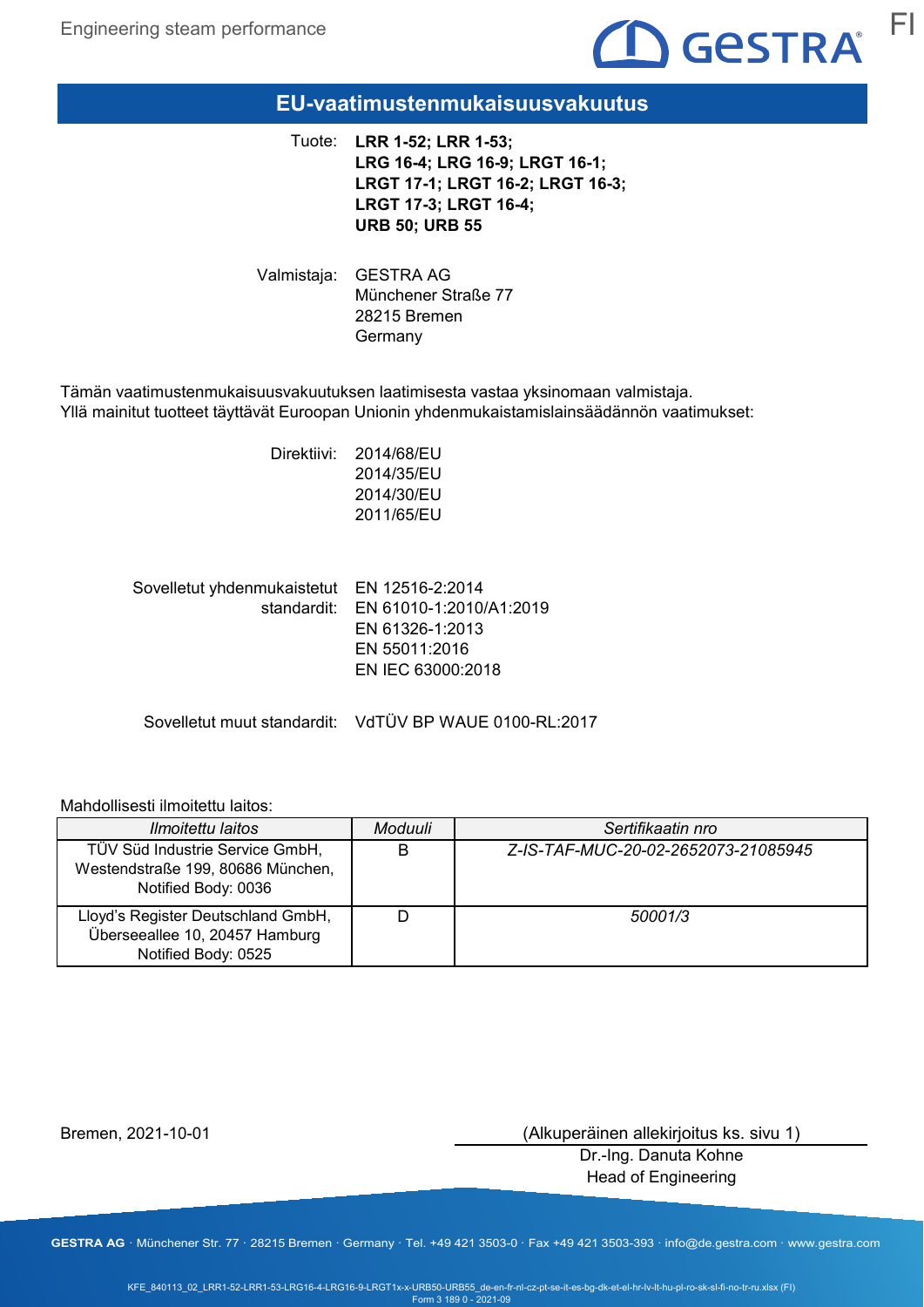# EU-vaatimustenmukaisuusvakuutus

Tuote: **LRR 1-52; LRR 1-53; LRG 16-4; LRG 16-9; LRGT 16-1; LRGT 17-1; LRGT 16-2; LRGT 16-3; LRGT 17-3; LRGT 16-4; URB 50; URB 55**

Valmistaja: GESTRA AG
Münchener Straße 77
28215 Bremen
Germany

Tämän vaatimustenmukaisuusvakuutuksen laatimisesta vastaa yksinomaan valmistaja.
Yllä mainitut tuotteet täyttävät Euroopan Unionin yhdenmukaistamislainsäädännön vaatimukset:

Direktiivi:
2014/68/EU
2014/35/EU
2014/30/EU
2011/65/EU

Sovelletut yhdenmukaistetut standardit:
EN 12516-2:2014
EN 61010-1:2010/A1:2019
EN 61326-1:2013
EN 55011:2016
EN IEC 63000:2018

Sovelletut muut standardit: VdTÜV BP WAUE 0100-RL:2017

Mahdollisesti ilmoitettu laitos:

| *Ilmoitettu laitos* | *Moduuli* | *Sertifikaatin nro* |
|---|---|---|
| TÜV Süd Industrie Service GmbH, Westendstraße 199, 80686 München, Notified Body: 0036 | B | *Z-IS-TAF-MUC-20-02-2652073-21085945* |
| Lloyd's Register Deutschland GmbH, Überseeallee 10, 20457 Hamburg Notified Body: 0525 | D | *50001/3* |

Bremen, 2021-10-01

(Alkuperäinen allekirjoitus ks. sivu 1)
Dr.-Ing. Danuta Kohne
Head of Engineering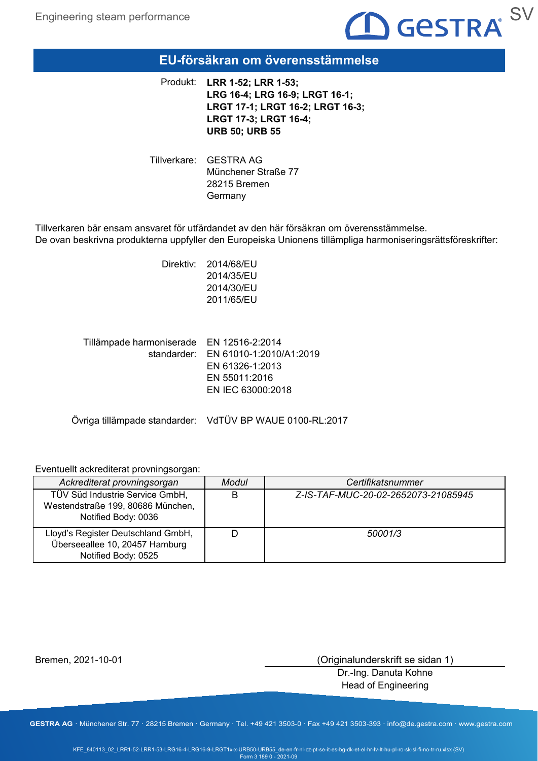# EU-försäkran om överensstämmelse

Produkt: **LRR 1-52; LRR 1-53; LRG 16-4; LRG 16-9; LRGT 16-1; LRGT 17-1; LRGT 16-2; LRGT 16-3; LRGT 17-3; LRGT 16-4; URB 50; URB 55**

Tillverkare: GESTRA AG
Münchener Straße 77
28215 Bremen
Germany

Tillverkaren bär ensam ansvaret för utfärdandet av den här försäkran om överensstämmelse.
De ovan beskrivna produkterna uppfyller den Europeiska Unionens tillämpliga harmoniseringsrättsföreskrifter:

Direktiv:
2014/68/EU
2014/35/EU
2014/30/EU
2011/65/EU

Tillämpade harmoniserade standarder:
EN 12516-2:2014
EN 61010-1:2010/A1:2019
EN 61326-1:2013
EN 55011:2016
EN IEC 63000:2018

Övriga tillämpade standarder: VdTÜV BP WAUE 0100-RL:2017

Eventuellt ackrediterat provningsorgan:

| *Ackrediterat provningsorgan* | *Modul* | *Certifikatsnummer* |
|---|---|---|
| TÜV Süd Industrie Service GmbH, Westendstraße 199, 80686 München, Notified Body: 0036 | B | *Z-IS-TAF-MUC-20-02-2652073-21085945* |
| Lloyd's Register Deutschland GmbH, Überseeallee 10, 20457 Hamburg Notified Body: 0525 | D | *50001/3* |

Bremen, 2021-10-01

(Originalunderskrift se sidan 1)
Dr.-Ing. Danuta Kohne
Head of Engineering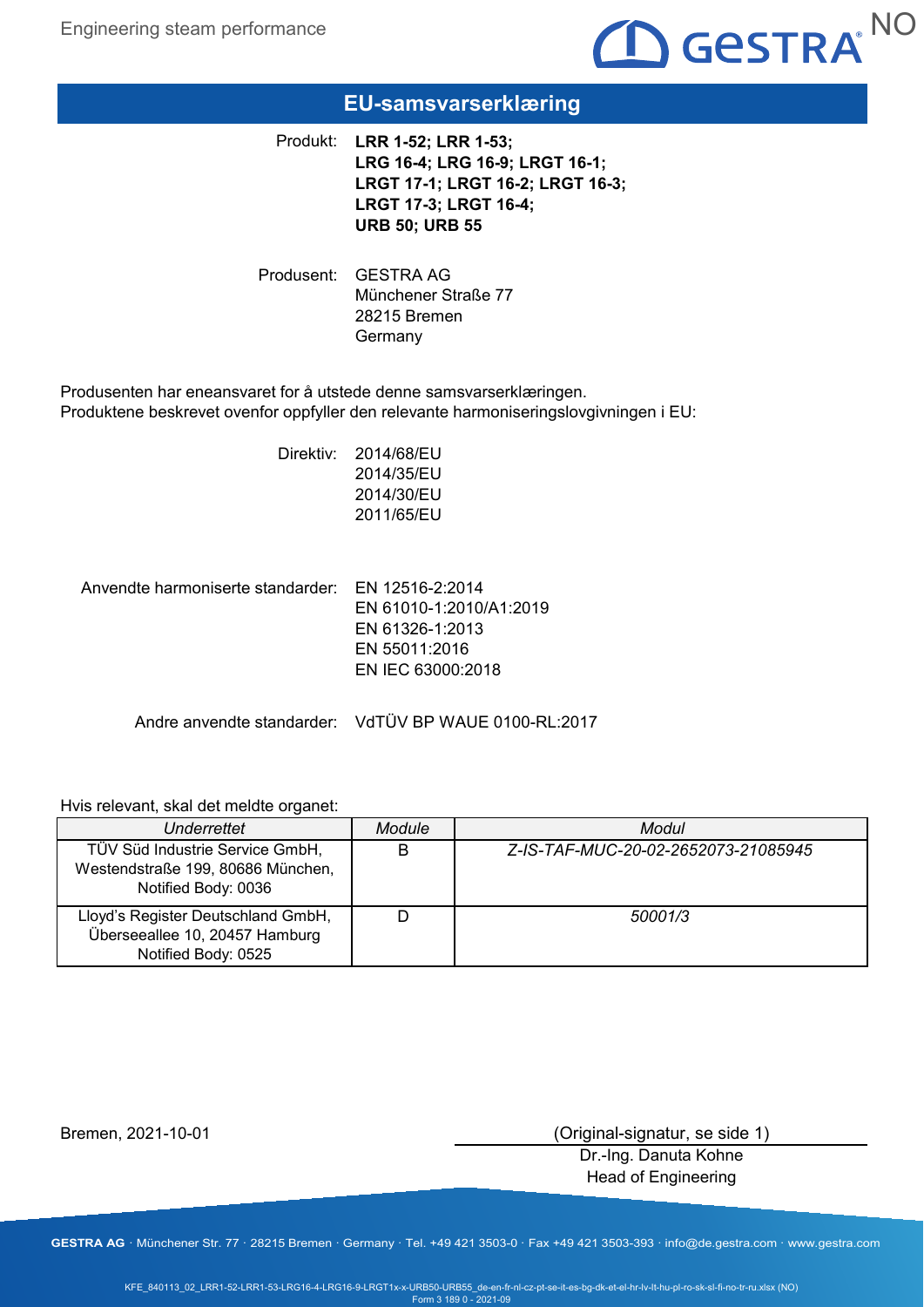NO

# EU-samsvarserklæring

Produkt: **LRR 1-52; LRR 1-53; LRG 16-4; LRG 16-9; LRGT 16-1; LRGT 17-1; LRGT 16-2; LRGT 16-3; LRGT 17-3; LRGT 16-4; URB 50; URB 55**

Produsent: GESTRA AG
Münchener Straße 77
28215 Bremen
Germany

Produsenten har eneansvaret for å utstede denne samsvarserklæringen.
Produktene beskrevet ovenfor oppfyller den relevante harmoniseringslovgivningen i EU:

Direktiv: 2014/68/EU
2014/35/EU
2014/30/EU
2011/65/EU

Anvendte harmoniserte standarder: EN 12516-2:2014
EN 61010-1:2010/A1:2019
EN 61326-1:2013
EN 55011:2016
EN IEC 63000:2018

Andre anvendte standarder: VdTÜV BP WAUE 0100-RL:2017

Hvis relevant, skal det meldte organet:

| *Underrettet* | *Module* | *Modul* |
|---|---|---|
| TÜV Süd Industrie Service GmbH, Westendstraße 199, 80686 München, Notified Body: 0036 | B | *Z-IS-TAF-MUC-20-02-2652073-21085945* |
| Lloyd's Register Deutschland GmbH, Überseeallee 10, 20457 Hamburg Notified Body: 0525 | D | *50001/3* |

Bremen, 2021-10-01

(Original-signatur, se side 1)
Dr.-Ing. Danuta Kohne
Head of Engineering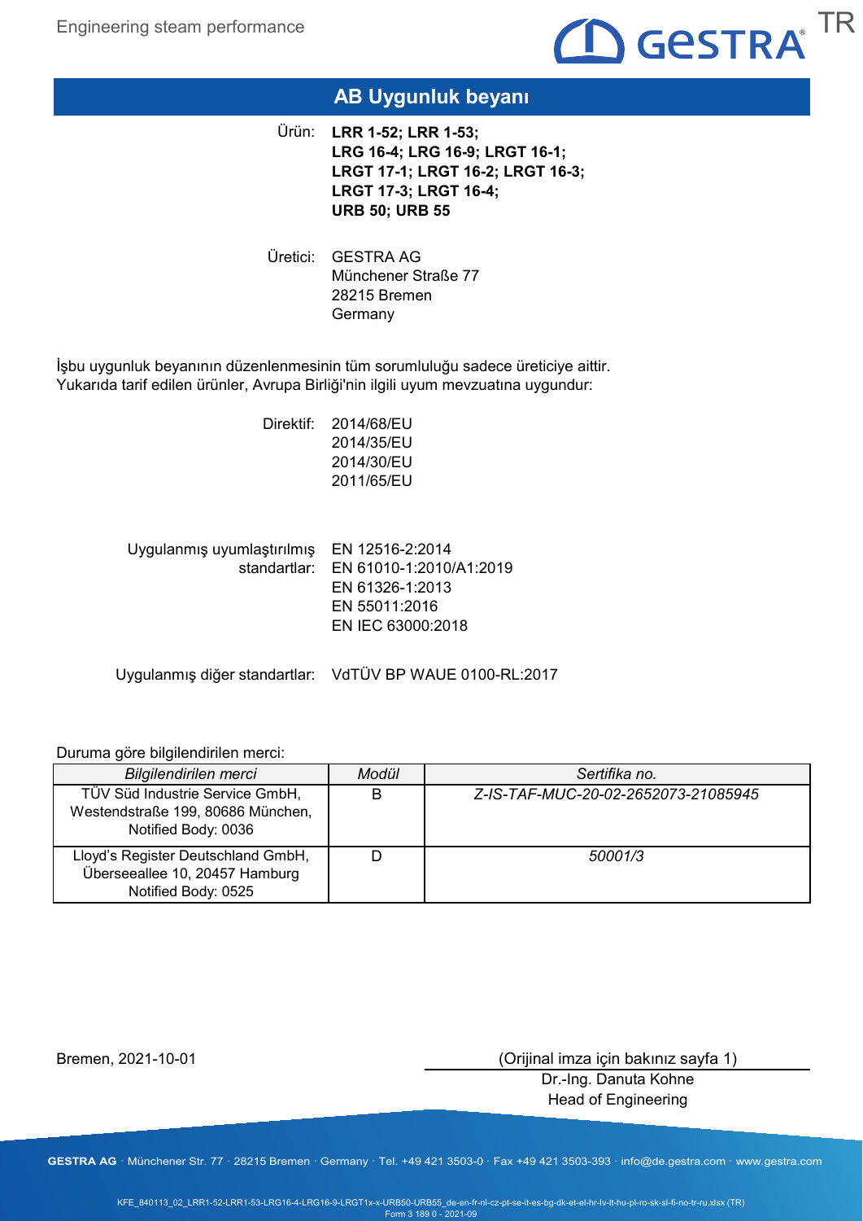# AB Uygunluk beyanı

Ürün: **LRR 1-52; LRR 1-53; LRG 16-4; LRG 16-9; LRGT 16-1; LRGT 17-1; LRGT 16-2; LRGT 16-3; LRGT 17-3; LRGT 16-4; URB 50; URB 55**

Üretici: GESTRA AG
Münchener Straße 77
28215 Bremen
Germany

İşbu uygunluk beyanının düzenlenmesinin tüm sorumluluğu sadece üreticiye aittir.
Yukarıda tarif edilen ürünler, Avrupa Birliği'nin ilgili uyum mevzuatına uygundur:

Direktif:
2014/68/EU
2014/35/EU
2014/30/EU
2011/65/EU

Uygulanmış uyumlaştırılmış standartlar:
EN 12516-2:2014
EN 61010-1:2010/A1:2019
EN 61326-1:2013
EN 55011:2016
EN IEC 63000:2018

Uygulanmış diğer standartlar: VdTÜV BP WAUE 0100-RL:2017

Duruma göre bilgilendirilen merci:

| *Bilgilendirilen merci* | *Modül* | *Sertifika no.* |
|---|---|---|
| TÜV Süd Industrie Service GmbH, Westendstraße 199, 80686 München, Notified Body: 0036 | B | *Z-IS-TAF-MUC-20-02-2652073-21085945* |
| Lloyd's Register Deutschland GmbH, Überseeallee 10, 20457 Hamburg Notified Body: 0525 | D | *50001/3* |

Bremen, 2021-10-01

(Orijinal imza için bakınız sayfa 1)
Dr.-Ing. Danuta Kohne
Head of Engineering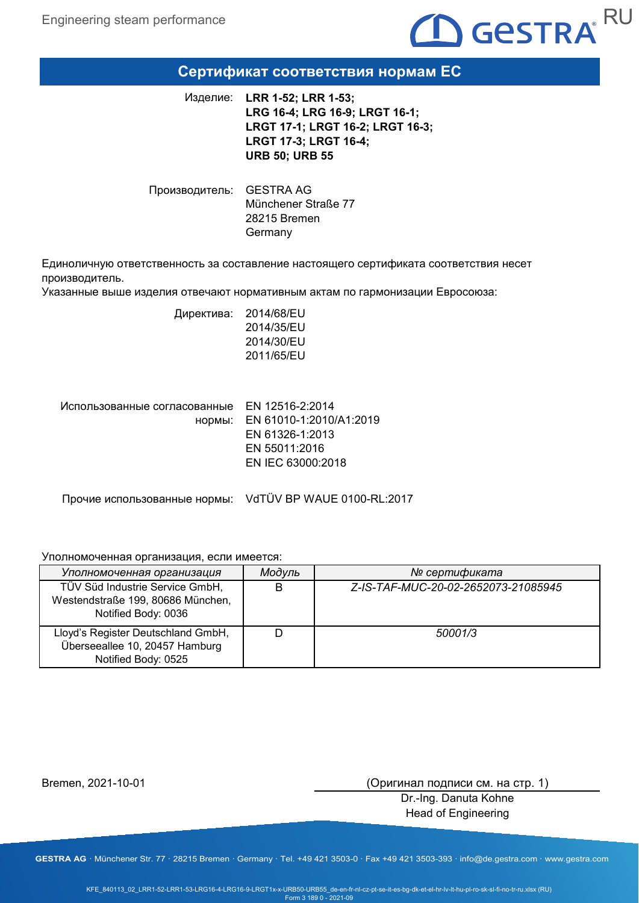# Сертификат соответствия нормам ЕС

Изделие: **LRR 1-52; LRR 1-53; LRG 16-4; LRG 16-9; LRGT 16-1; LRGT 17-1; LRGT 16-2; LRGT 16-3; LRGT 17-3; LRGT 16-4; URB 50; URB 55**

Производитель: GESTRA AG
Münchener Straße 77
28215 Bremen
Germany

Единоличную ответственность за составление настоящего сертификата соответствия несет производитель.
Указанные выше изделия отвечают нормативным актам по гармонизации Евросоюза:

Директива: 2014/68/EU
2014/35/EU
2014/30/EU
2011/65/EU

Использованные согласованные нормы: EN 12516-2:2014
EN 61010-1:2010/A1:2019
EN 61326-1:2013
EN 55011:2016
EN IEC 63000:2018

Прочие использованные нормы: VdTÜV BP WAUE 0100-RL:2017

Уполномоченная организация, если имеется:

| *Уполномоченная организация* | *Модуль* | *№ сертификата* |
|---|---|---|
| TÜV Süd Industrie Service GmbH, Westendstraße 199, 80686 München, Notified Body: 0036 | B | *Z-IS-TAF-MUC-20-02-2652073-21085945* |
| Lloyd's Register Deutschland GmbH, Überseeallee 10, 20457 Hamburg Notified Body: 0525 | D | *50001/3* |

Bremen, 2021-10-01

(Оригинал подписи см. на стр. 1)
Dr.-Ing. Danuta Kohne
Head of Engineering